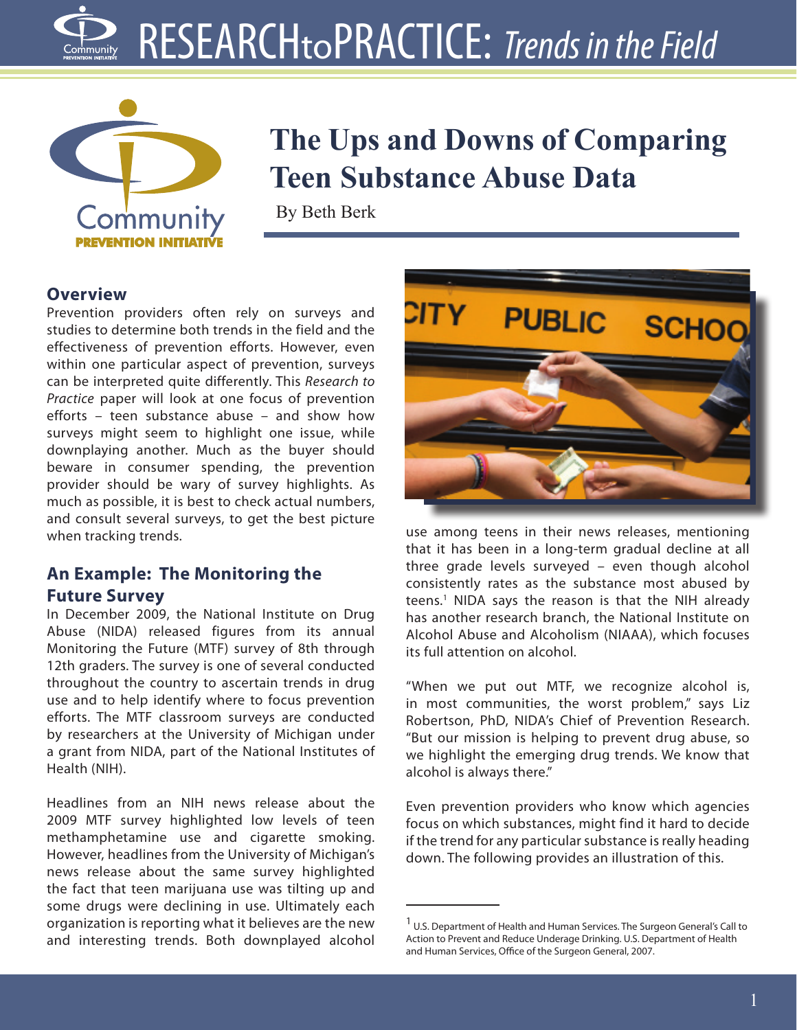# The Ups and Downs of Comparing Teen Substance Abuse Data

By Beth Berk

## Overview

Prevention providers often rely on surveys and studies to determine both trends in the field and the effectiveness of prevention efforts. However, even within one particular aspect of prevention, surveys can be interpreted quite differently. This *Research to Practice* paper will look at one focus of prevention efforts – teen substance abuse – and show how surveys might seem to highlight one issue, while downplaying another. Much as the buyer should beware in consumer spending, the prevention provider should be wary of survey highlights. As much as possible, it is best to check actual numbers, and consult several surveys, to get the best picture when tracking trends.

## An Example: The Monitoring the Future Survey

In December 2009, the National Institute on Drug Abuse (NIDA) released figures from its annual Monitoring the Future (MTF) survey of 8th through 12th graders. The survey is one of several conducted throughout the country to ascertain trends in drug use and to help identify where to focus prevention efforts. The MTF classroom surveys are conducted by researchers at the University of Michigan under a grant from NIDA, part of the National Institutes of Health (NIH).

Headlines from an NIH news release about the 2009 MTF survey highlighted low levels of teen methamphetamine use and cigarette smoking. However, headlines from the University of Michigan's news release about the same survey highlighted the fact that teen marijuana use was tilting up and some drugs were declining in use. Ultimately each organization is reporting what it believes are the new and interesting trends. Both downplayed alcohol use among teens in their news releases, mentioning that it has been in a long-term gradual decline at all three grade levels surveyed – even though alcohol consistently rates as the substance most abused by teens.[1] NIDA says the reason is that the NIH already has another research branch, the National Institute on Alcohol Abuse and Alcoholism (NIAAA), which focuses its full attention on alcohol.

"When we put out MTF, we recognize alcohol is, in most communities, the worst problem," says Liz Robertson, PhD, NIDA's Chief of Prevention Research. "But our mission is helping to prevent drug abuse, so we highlight the emerging drug trends. We know that alcohol is always there."

Even prevention providers who know which agencies focus on which substances, might find it hard to decide if the trend for any particular substance is really heading down. The following provides an illustration of this.

---

[1] U.S. Department of Health and Human Services. The Surgeon General's Call to Action to Prevent and Reduce Underage Drinking. U.S. Department of Health and Human Services, Office of the Surgeon General, 2007.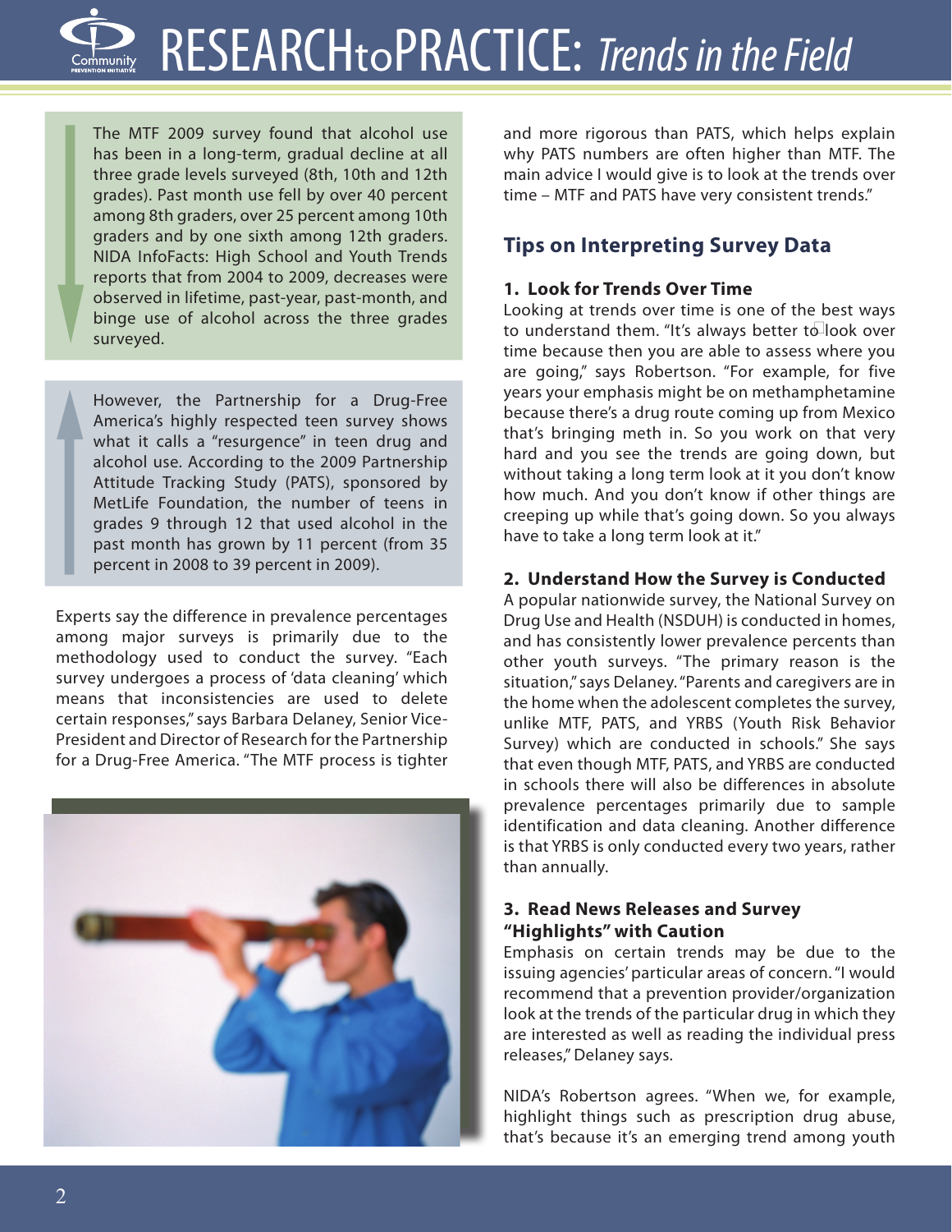The MTF 2009 survey found that alcohol use has been in a long-term, gradual decline at all three grade levels surveyed (8th, 10th and 12th grades). Past month use fell by over 40 percent among 8th graders, over 25 percent among 10th graders and by one sixth among 12th graders. NIDA InfoFacts: High School and Youth Trends reports that from 2004 to 2009, decreases were observed in lifetime, past-year, past-month, and binge use of alcohol across the three grades surveyed.

However, the Partnership for a Drug-Free America's highly respected teen survey shows what it calls a "resurgence" in teen drug and alcohol use. According to the 2009 Partnership Attitude Tracking Study (PATS), sponsored by MetLife Foundation, the number of teens in grades 9 through 12 that used alcohol in the past month has grown by 11 percent (from 35 percent in 2008 to 39 percent in 2009).

Experts say the difference in prevalence percentages among major surveys is primarily due to the methodology used to conduct the survey. "Each survey undergoes a process of 'data cleaning' which means that inconsistencies are used to delete certain responses," says Barbara Delaney, Senior Vice-President and Director of Research for the Partnership for a Drug-Free America. "The MTF process is tighter and more rigorous than PATS, which helps explain why PATS numbers are often higher than MTF. The main advice I would give is to look at the trends over time – MTF and PATS have very consistent trends."

## Tips on Interpreting Survey Data

### 1. Look for Trends Over Time

Looking at trends over time is one of the best ways to understand them. "It's always better to look over time because then you are able to assess where you are going," says Robertson. "For example, for five years your emphasis might be on methamphetamine because there's a drug route coming up from Mexico that's bringing meth in. So you work on that very hard and you see the trends are going down, but without taking a long term look at it you don't know how much. And you don't know if other things are creeping up while that's going down. So you always have to take a long term look at it."

### 2. Understand How the Survey is Conducted

A popular nationwide survey, the National Survey on Drug Use and Health (NSDUH) is conducted in homes, and has consistently lower prevalence percents than other youth surveys. "The primary reason is the situation," says Delaney. "Parents and caregivers are in the home when the adolescent completes the survey, unlike MTF, PATS, and YRBS (Youth Risk Behavior Survey) which are conducted in schools." She says that even though MTF, PATS, and YRBS are conducted in schools there will also be differences in absolute prevalence percentages primarily due to sample identification and data cleaning. Another difference is that YRBS is only conducted every two years, rather than annually.

### 3. Read News Releases and Survey "Highlights" with Caution

Emphasis on certain trends may be due to the issuing agencies' particular areas of concern. "I would recommend that a prevention provider/organization look at the trends of the particular drug in which they are interested as well as reading the individual press releases," Delaney says.

NIDA's Robertson agrees. "When we, for example, highlight things such as prescription drug abuse, that's because it's an emerging trend among youth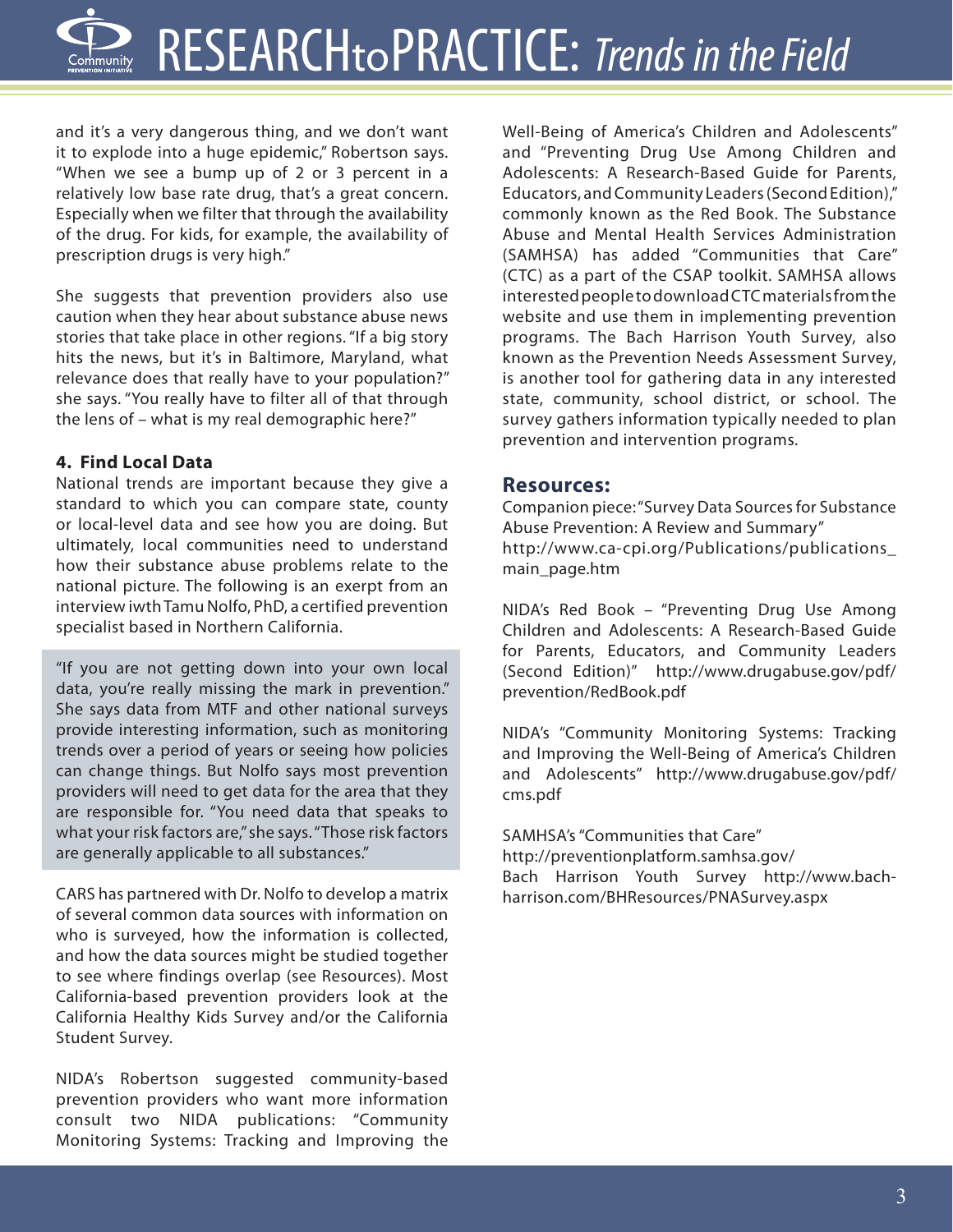and it's a very dangerous thing, and we don't want it to explode into a huge epidemic," Robertson says. "When we see a bump up of 2 or 3 percent in a relatively low base rate drug, that's a great concern. Especially when we filter that through the availability of the drug. For kids, for example, the availability of prescription drugs is very high."

She suggests that prevention providers also use caution when they hear about substance abuse news stories that take place in other regions. "If a big story hits the news, but it's in Baltimore, Maryland, what relevance does that really have to your population?" she says. "You really have to filter all of that through the lens of – what is my real demographic here?"

### 4. Find Local Data

National trends are important because they give a standard to which you can compare state, county or local-level data and see how you are doing. But ultimately, local communities need to understand how their substance abuse problems relate to the national picture. The following is an exerpt from an interview iwth Tamu Nolfo, PhD, a certified prevention specialist based in Northern California.

> "If you are not getting down into your own local data, you're really missing the mark in prevention." She says data from MTF and other national surveys provide interesting information, such as monitoring trends over a period of years or seeing how policies can change things. But Nolfo says most prevention providers will need to get data for the area that they are responsible for. "You need data that speaks to what your risk factors are," she says. "Those risk factors are generally applicable to all substances."

CARS has partnered with Dr. Nolfo to develop a matrix of several common data sources with information on who is surveyed, how the information is collected, and how the data sources might be studied together to see where findings overlap (see Resources). Most California-based prevention providers look at the California Healthy Kids Survey and/or the California Student Survey.

NIDA's Robertson suggested community-based prevention providers who want more information consult two NIDA publications: "Community Monitoring Systems: Tracking and Improving the Well-Being of America's Children and Adolescents" and "Preventing Drug Use Among Children and Adolescents: A Research-Based Guide for Parents, Educators, and Community Leaders (Second Edition)," commonly known as the Red Book. The Substance Abuse and Mental Health Services Administration (SAMHSA) has added "Communities that Care" (CTC) as a part of the CSAP toolkit. SAMHSA allows interested people to download CTC materials from the website and use them in implementing prevention programs. The Bach Harrison Youth Survey, also known as the Prevention Needs Assessment Survey, is another tool for gathering data in any interested state, community, school district, or school. The survey gathers information typically needed to plan prevention and intervention programs.

## Resources:

Companion piece: "Survey Data Sources for Substance Abuse Prevention: A Review and Summary" http://www.ca-cpi.org/Publications/publications_main_page.htm

NIDA's Red Book – "Preventing Drug Use Among Children and Adolescents: A Research-Based Guide for Parents, Educators, and Community Leaders (Second Edition)" http://www.drugabuse.gov/pdf/prevention/RedBook.pdf

NIDA's "Community Monitoring Systems: Tracking and Improving the Well-Being of America's Children and Adolescents" http://www.drugabuse.gov/pdf/cms.pdf

SAMHSA's "Communities that Care" http://preventionplatform.samhsa.gov/
Bach Harrison Youth Survey http://www.bach-harrison.com/BHResources/PNASurvey.aspx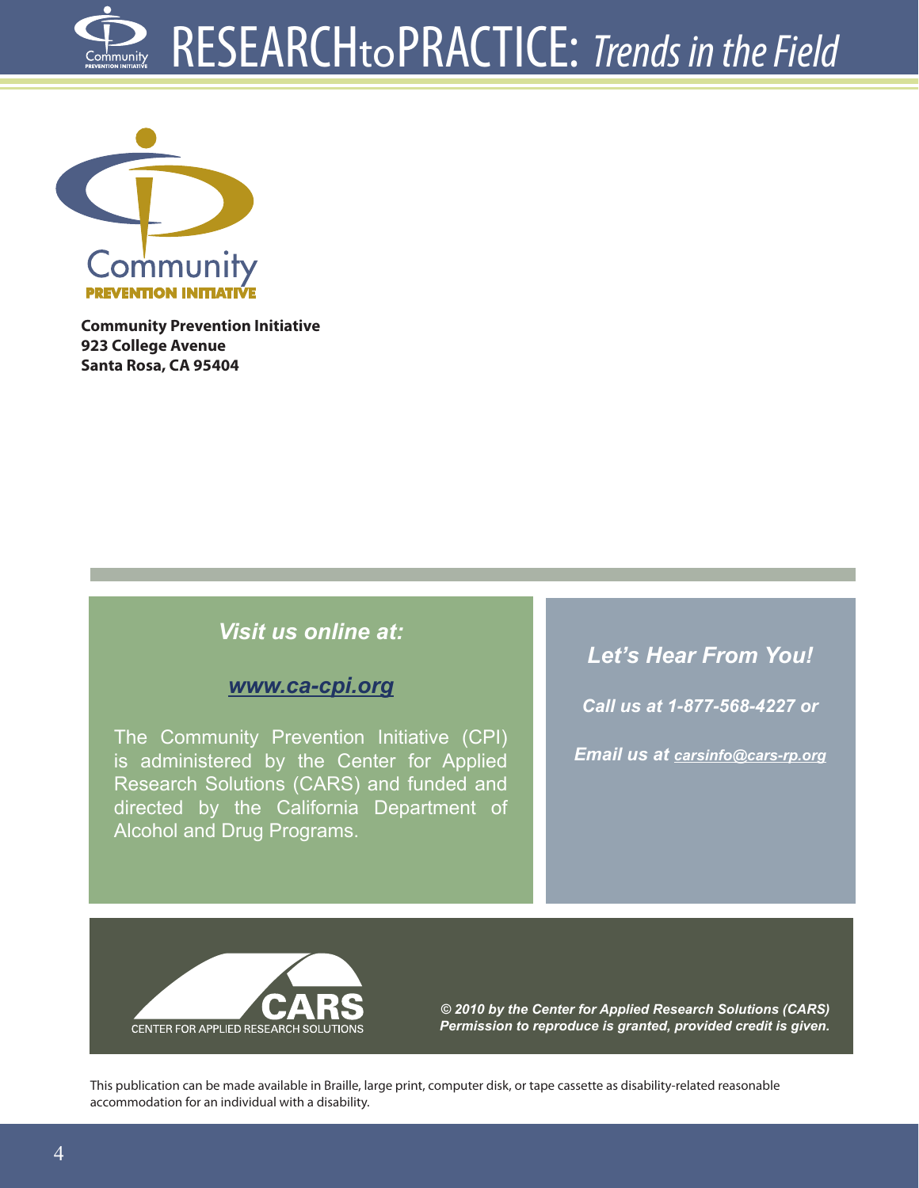**Community Prevention Initiative**
**923 College Avenue**
**Santa Rosa, CA 95404**

***Visit us online at:***

***www.ca-cpi.org***

The Community Prevention Initiative (CPI) is administered by the Center for Applied Research Solutions (CARS) and funded and directed by the California Department of Alcohol and Drug Programs.

***Let's Hear From You!***

***Call us at 1-877-568-4227 or***

***Email us at carsinfo@cars-rp.org***

CARS
CENTER FOR APPLIED RESEARCH SOLUTIONS

***© 2010 by the Center for Applied Research Solutions (CARS)***
***Permission to reproduce is granted, provided credit is given.***

This publication can be made available in Braille, large print, computer disk, or tape cassette as disability-related reasonable accommodation for an individual with a disability.